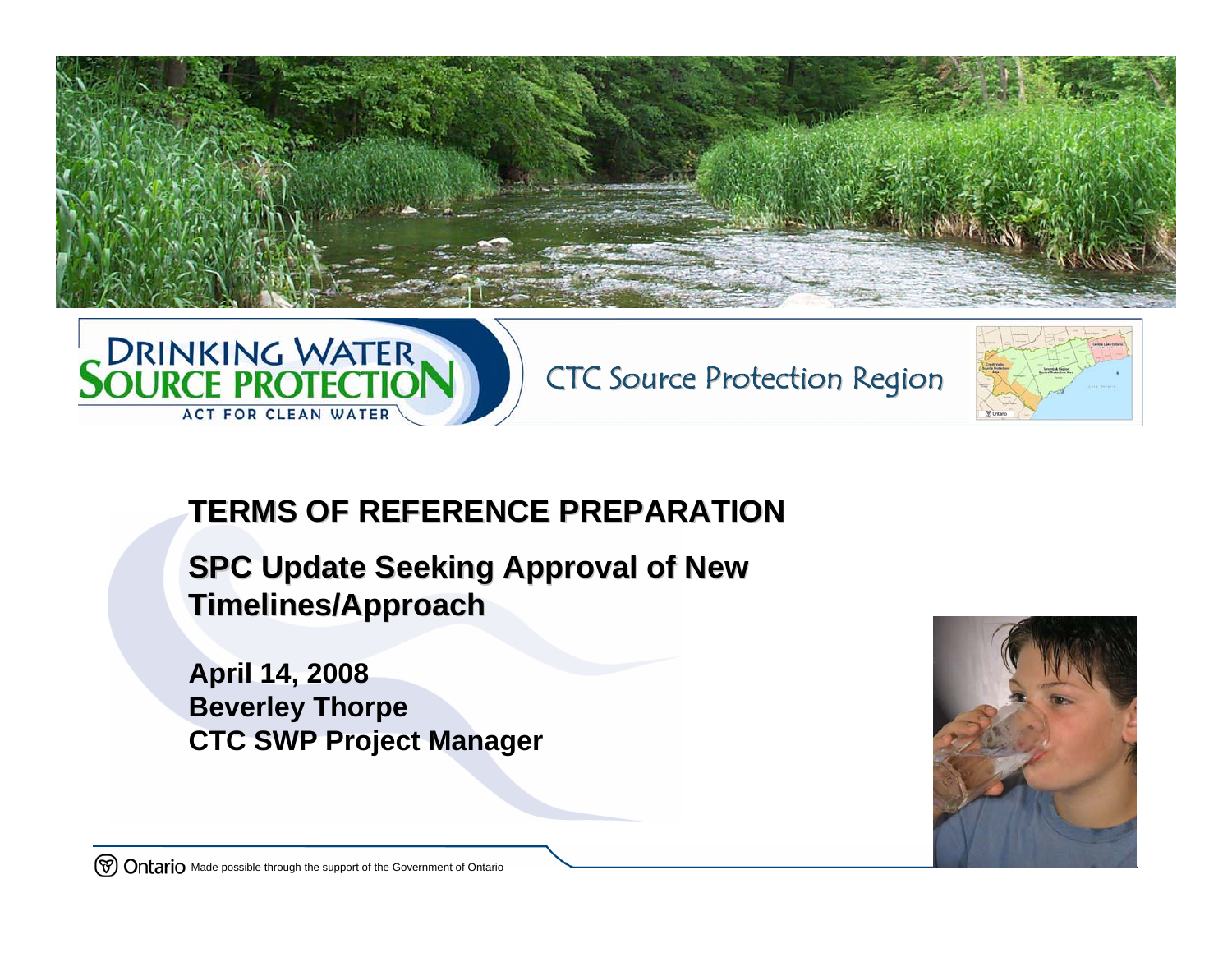DRINKING WATER SOURCE PROTECTION

ACT FOR CLEAN WATER

CTC Source Protection Region

# TERMS OF REFERENCE PREPARATION

## SPC Update Seeking Approval of New Timelines/Approach

**April 14, 2008**
**Beverley Thorpe**
**CTC SWP Project Manager**

Ontario Made possible through the support of the Government of Ontario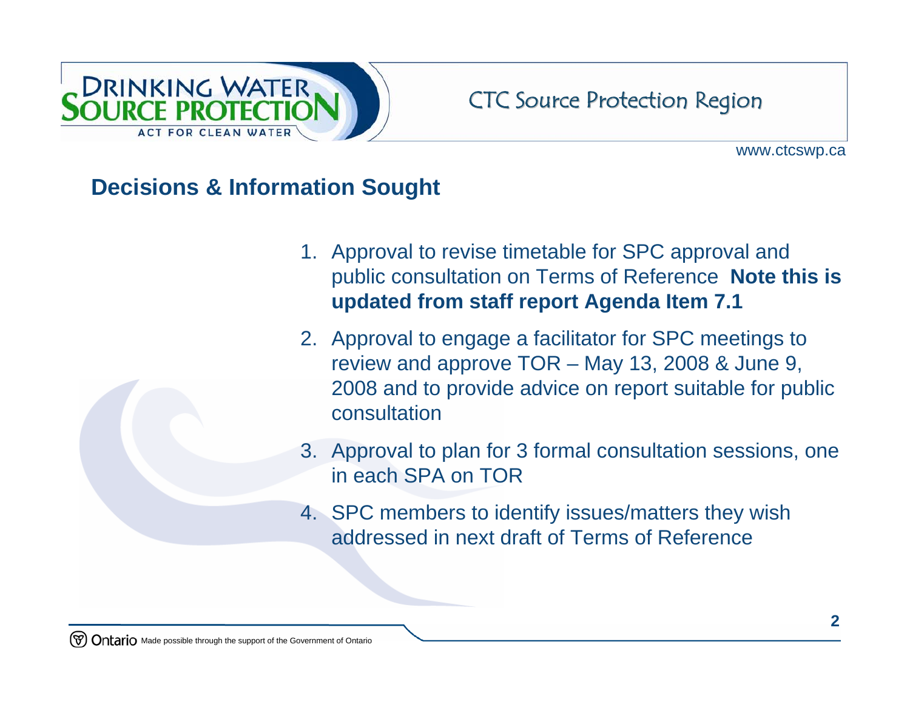## Decisions & Information Sought

1. Approval to revise timetable for SPC approval and public consultation on Terms of Reference **Note this is updated from staff report Agenda Item 7.1**
2. Approval to engage a facilitator for SPC meetings to review and approve TOR – May 13, 2008 & June 9, 2008 and to provide advice on report suitable for public consultation
3. Approval to plan for 3 formal consultation sessions, one in each SPA on TOR
4. SPC members to identify issues/matters they wish addressed in next draft of Terms of Reference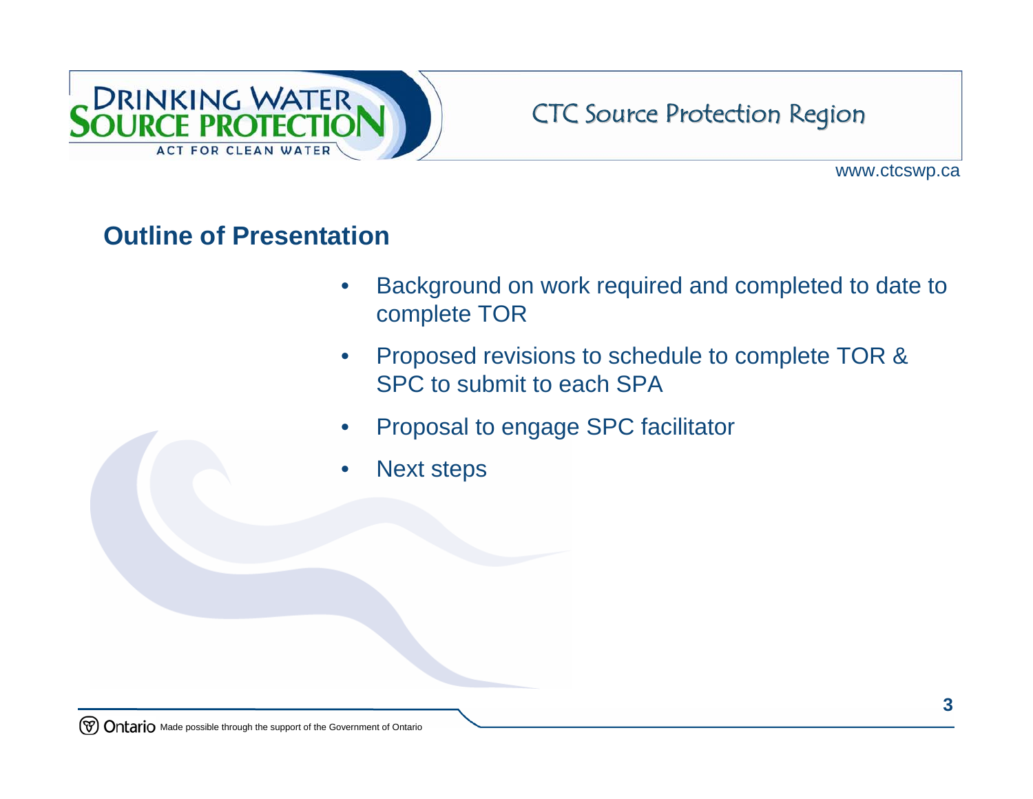## Outline of Presentation

- Background on work required and completed to date to complete TOR
- Proposed revisions to schedule to complete TOR & SPC to submit to each SPA
- Proposal to engage SPC facilitator
- Next steps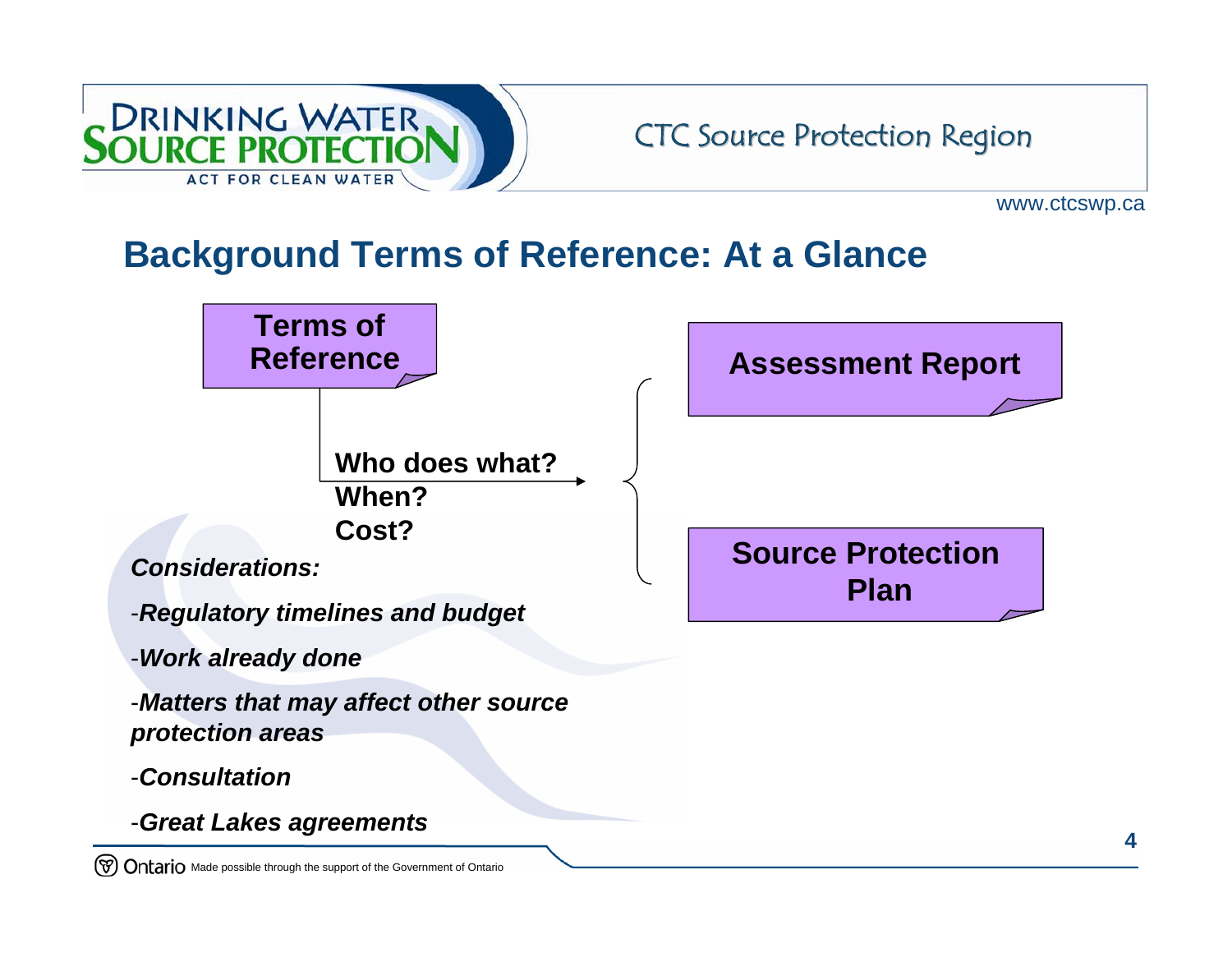## Background Terms of Reference: At a Glance

**Terms of Reference**

**Who does what?**
**When?**
**Cost?**

**Assessment Report**

**Source Protection Plan**

***Considerations:***

- ***Regulatory timelines and budget***
- ***Work already done***
- ***Matters that may affect other source protection areas***
- ***Consultation***
- ***Great Lakes agreements***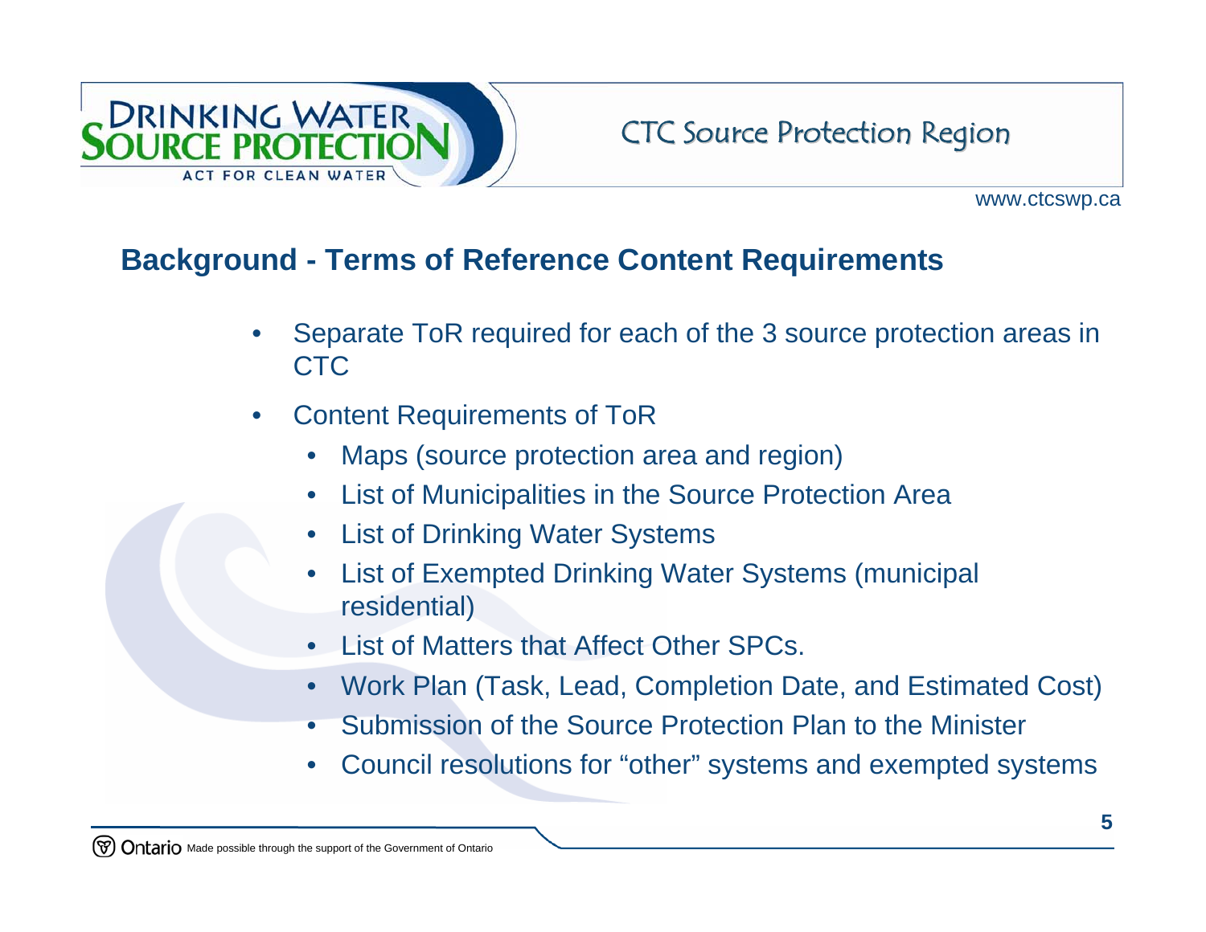## Background - Terms of Reference Content Requirements

- Separate ToR required for each of the 3 source protection areas in CTC
- Content Requirements of ToR
  - Maps (source protection area and region)
  - List of Municipalities in the Source Protection Area
  - List of Drinking Water Systems
  - List of Exempted Drinking Water Systems (municipal residential)
  - List of Matters that Affect Other SPCs.
  - Work Plan (Task, Lead, Completion Date, and Estimated Cost)
  - Submission of the Source Protection Plan to the Minister
  - Council resolutions for “other” systems and exempted systems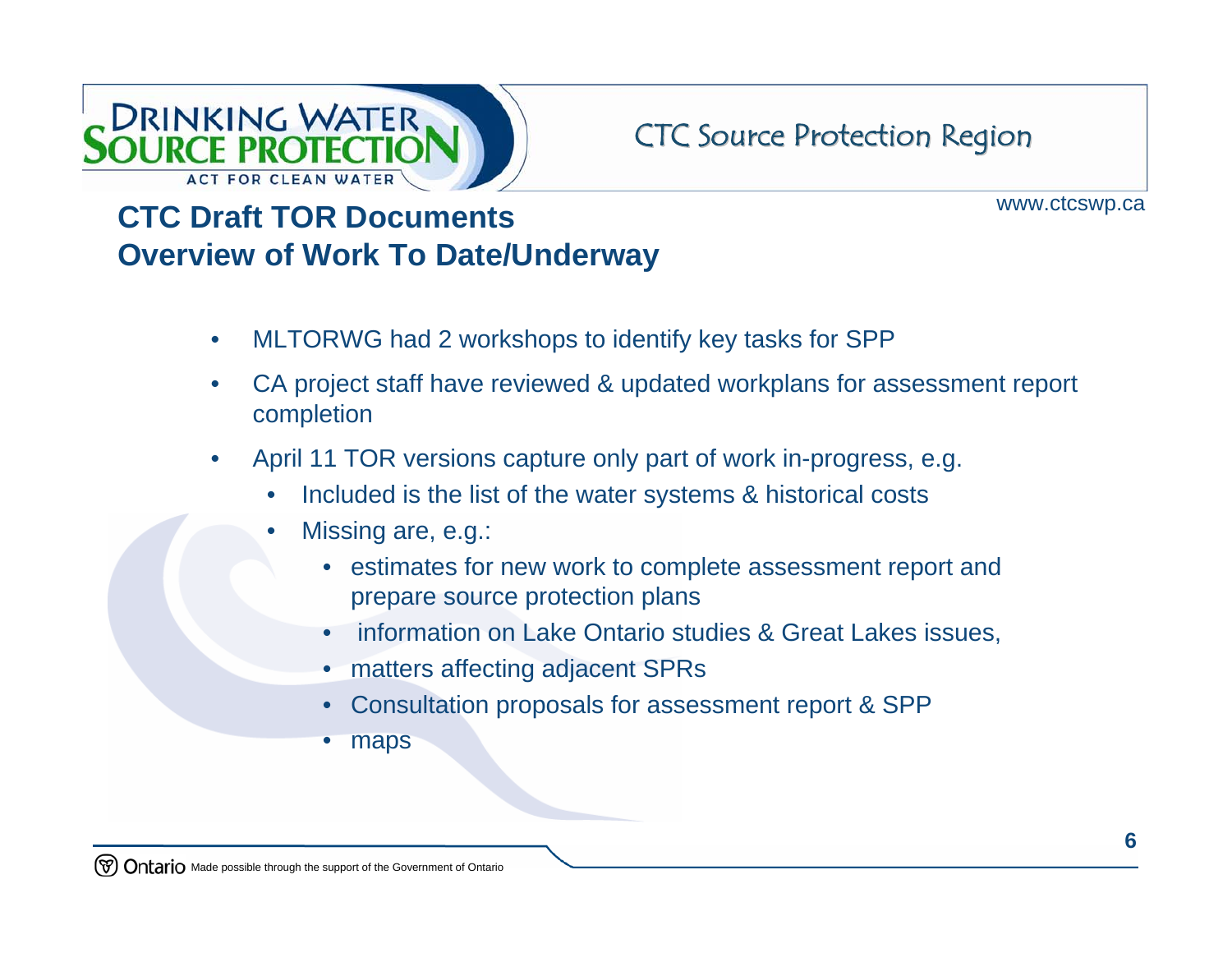## CTC Draft TOR Documents
## Overview of Work To Date/Underway

- MLTORWG had 2 workshops to identify key tasks for SPP
- CA project staff have reviewed & updated workplans for assessment report completion
- April 11 TOR versions capture only part of work in-progress, e.g.
  - Included is the list of the water systems & historical costs
  - Missing are, e.g.:
    - estimates for new work to complete assessment report and prepare source protection plans
    - information on Lake Ontario studies & Great Lakes issues,
    - matters affecting adjacent SPRs
    - Consultation proposals for assessment report & SPP
    - maps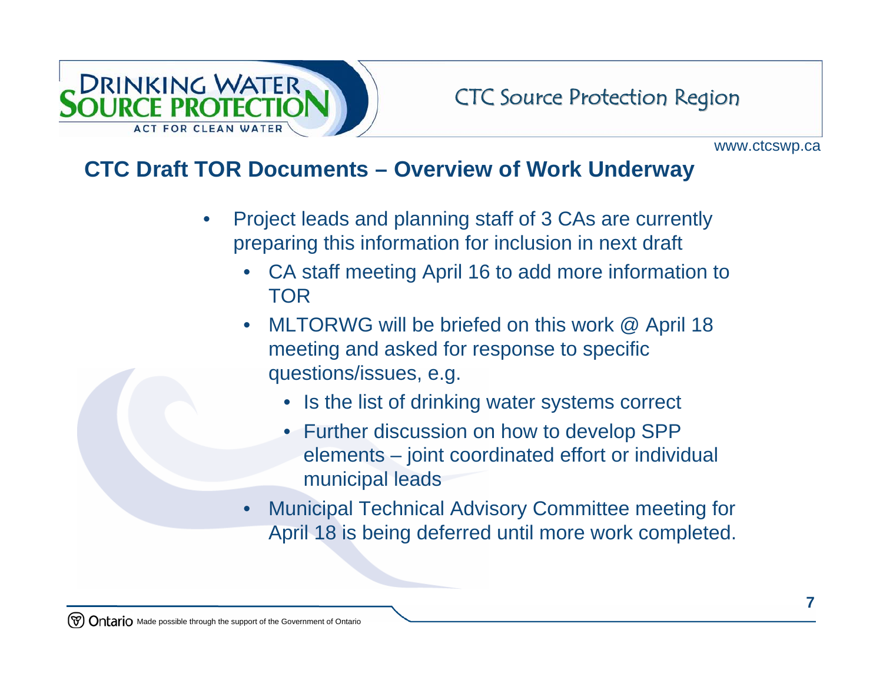## CTC Draft TOR Documents – Overview of Work Underway

- Project leads and planning staff of 3 CAs are currently preparing this information for inclusion in next draft
  - CA staff meeting April 16 to add more information to TOR
  - MLTORWG will be briefed on this work @ April 18 meeting and asked for response to specific questions/issues, e.g.
    - Is the list of drinking water systems correct
    - Further discussion on how to develop SPP elements – joint coordinated effort or individual municipal leads
  - Municipal Technical Advisory Committee meeting for April 18 is being deferred until more work completed.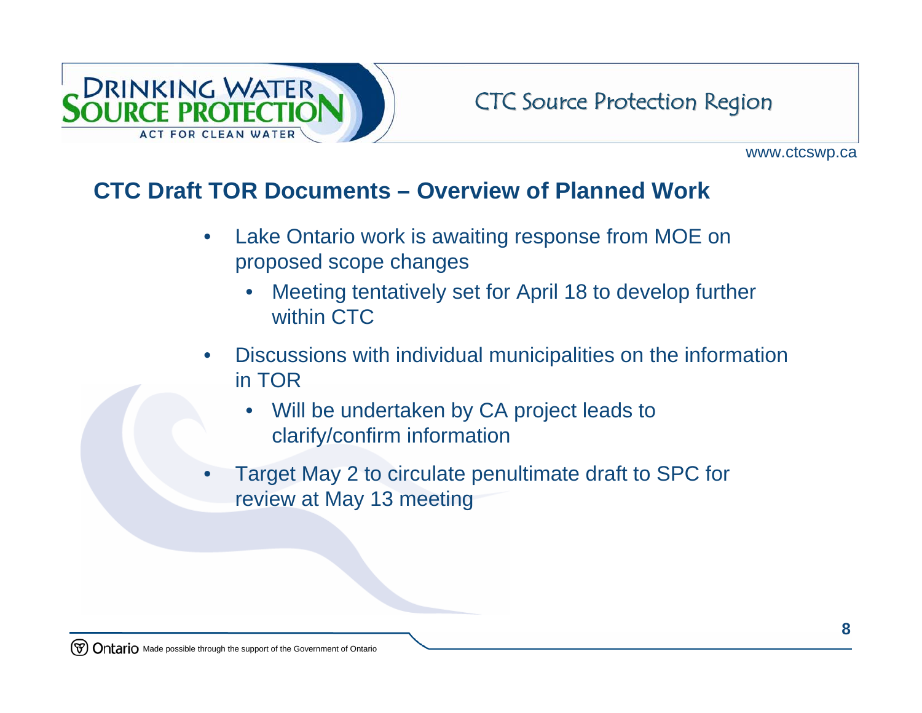## CTC Draft TOR Documents – Overview of Planned Work

- Lake Ontario work is awaiting response from MOE on proposed scope changes
  - Meeting tentatively set for April 18 to develop further within CTC
- Discussions with individual municipalities on the information in TOR
  - Will be undertaken by CA project leads to clarify/confirm information
- Target May 2 to circulate penultimate draft to SPC for review at May 13 meeting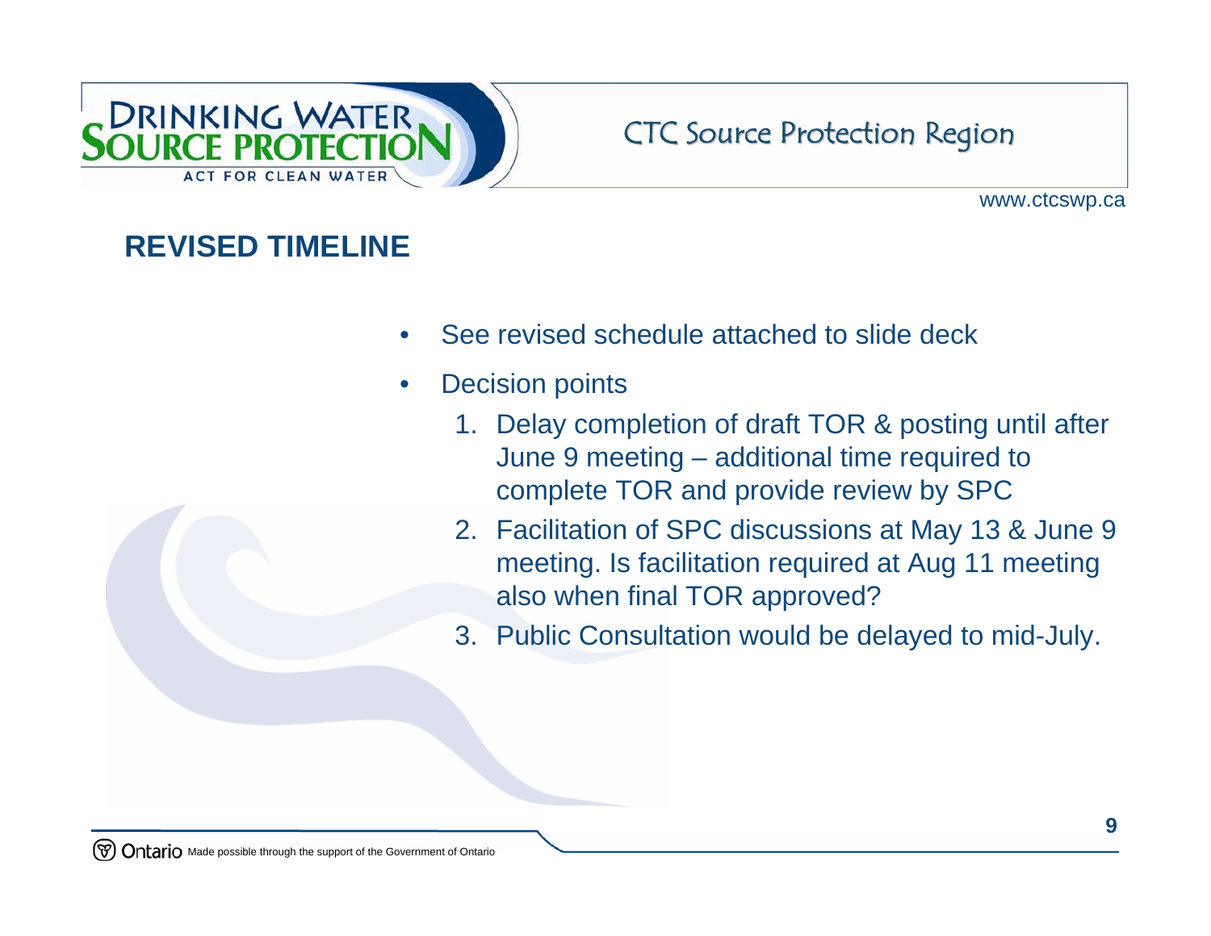## REVISED TIMELINE

- See revised schedule attached to slide deck
- Decision points
  1. Delay completion of draft TOR & posting until after June 9 meeting – additional time required to complete TOR and provide review by SPC
  2. Facilitation of SPC discussions at May 13 & June 9 meeting. Is facilitation required at Aug 11 meeting also when final TOR approved?
  3. Public Consultation would be delayed to mid-July.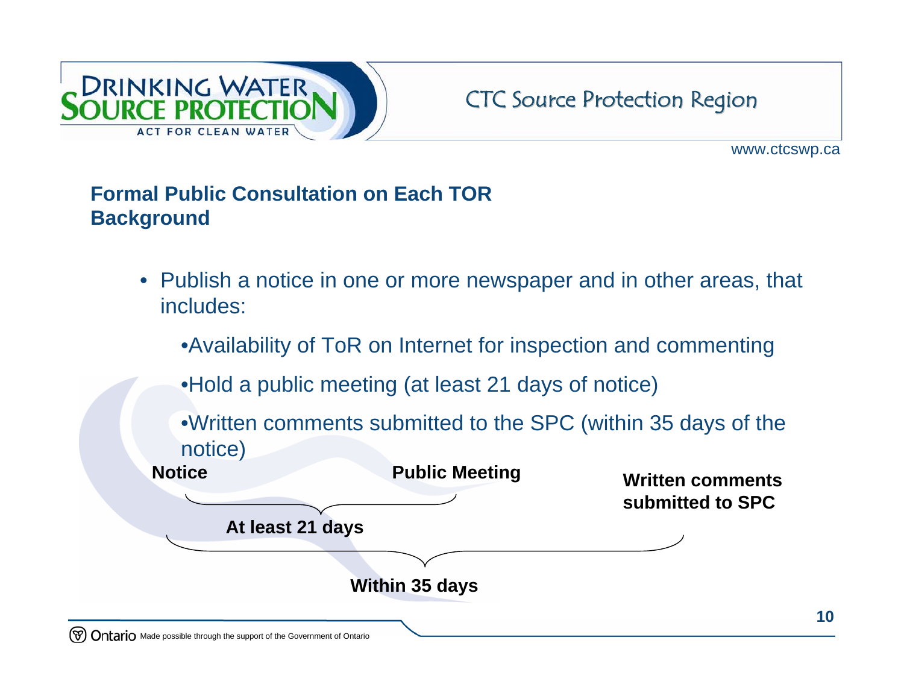## Formal Public Consultation on Each TOR Background

- Publish a notice in one or more newspaper and in other areas, that includes:
  - Availability of ToR on Internet for inspection and commenting
  - Hold a public meeting (at least 21 days of notice)
  - Written comments submitted to the SPC (within 35 days of the notice)

**Notice** **Public Meeting** **Written comments submitted to SPC**

**At least 21 days**

**Within 35 days**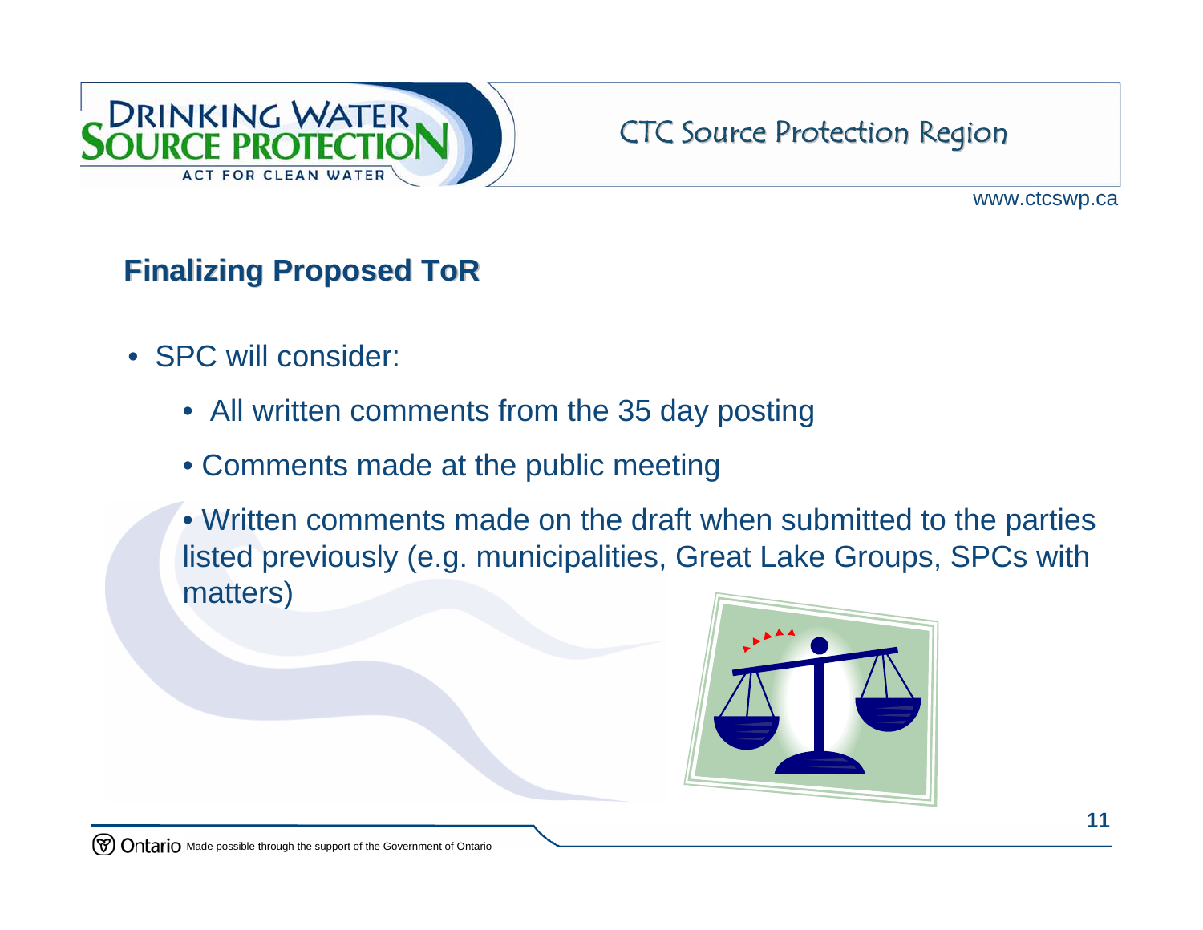## Finalizing Proposed ToR

- SPC will consider:
  - All written comments from the 35 day posting
  - Comments made at the public meeting
  - Written comments made on the draft when submitted to the parties listed previously (e.g. municipalities, Great Lake Groups, SPCs with matters)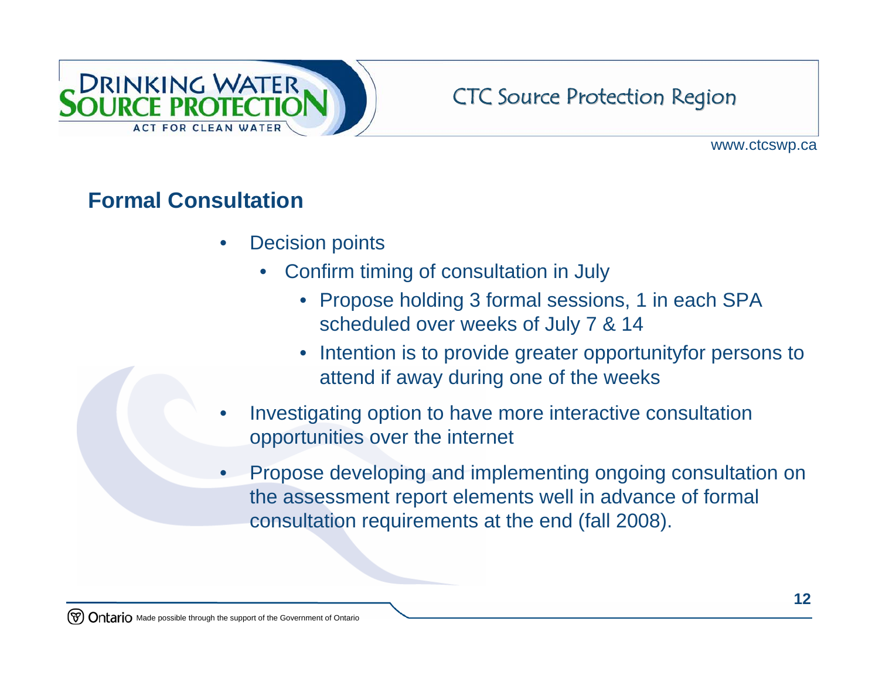## Formal Consultation

- Decision points
  - Confirm timing of consultation in July
    - Propose holding 3 formal sessions, 1 in each SPA scheduled over weeks of July 7 & 14
    - Intention is to provide greater opportunityfor persons to attend if away during one of the weeks
- Investigating option to have more interactive consultation opportunities over the internet
- Propose developing and implementing ongoing consultation on the assessment report elements well in advance of formal consultation requirements at the end (fall 2008).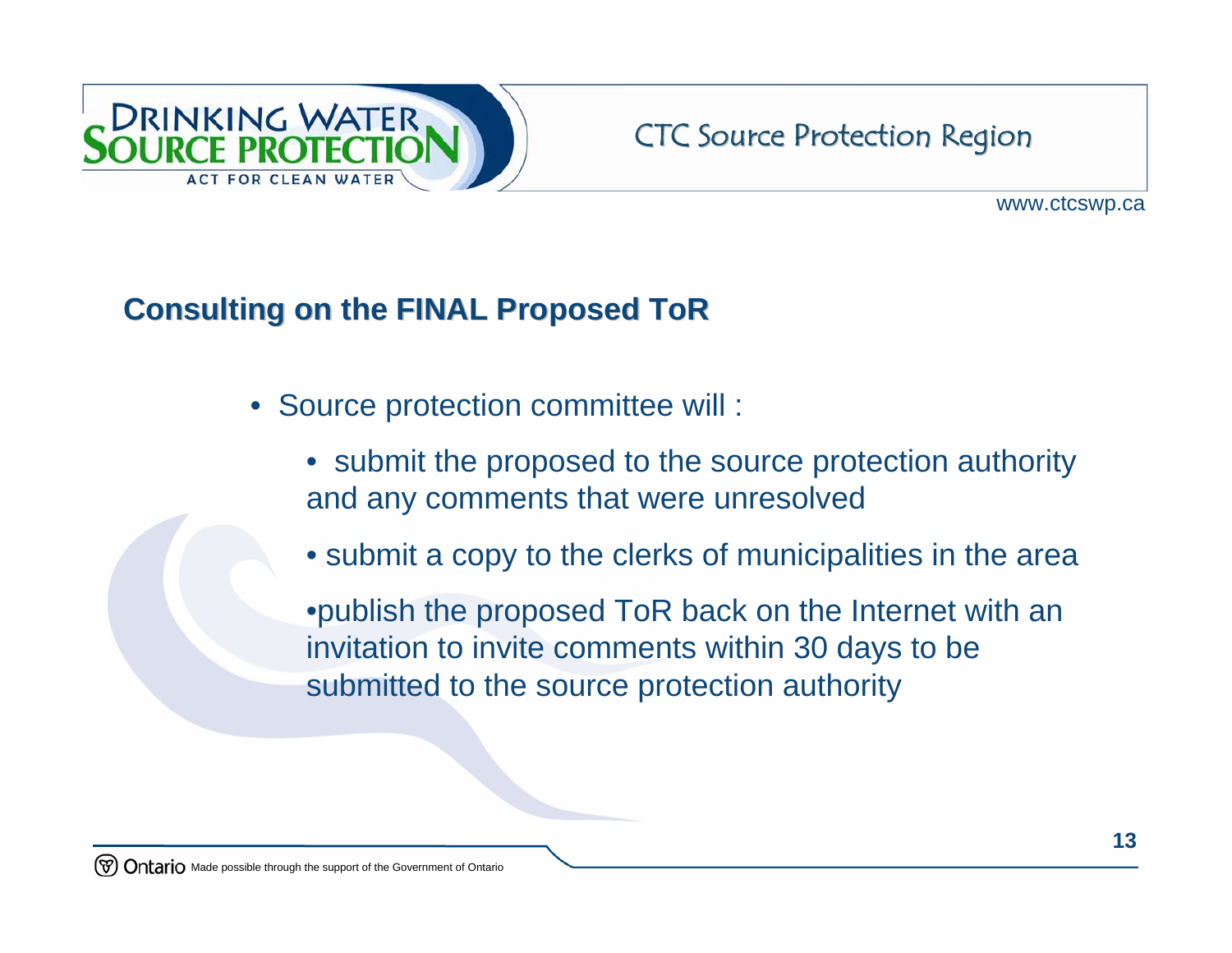## Consulting on the FINAL Proposed ToR

- Source protection committee will :
  - submit the proposed to the source protection authority and any comments that were unresolved
  - submit a copy to the clerks of municipalities in the area
  - publish the proposed ToR back on the Internet with an invitation to invite comments within 30 days to be submitted to the source protection authority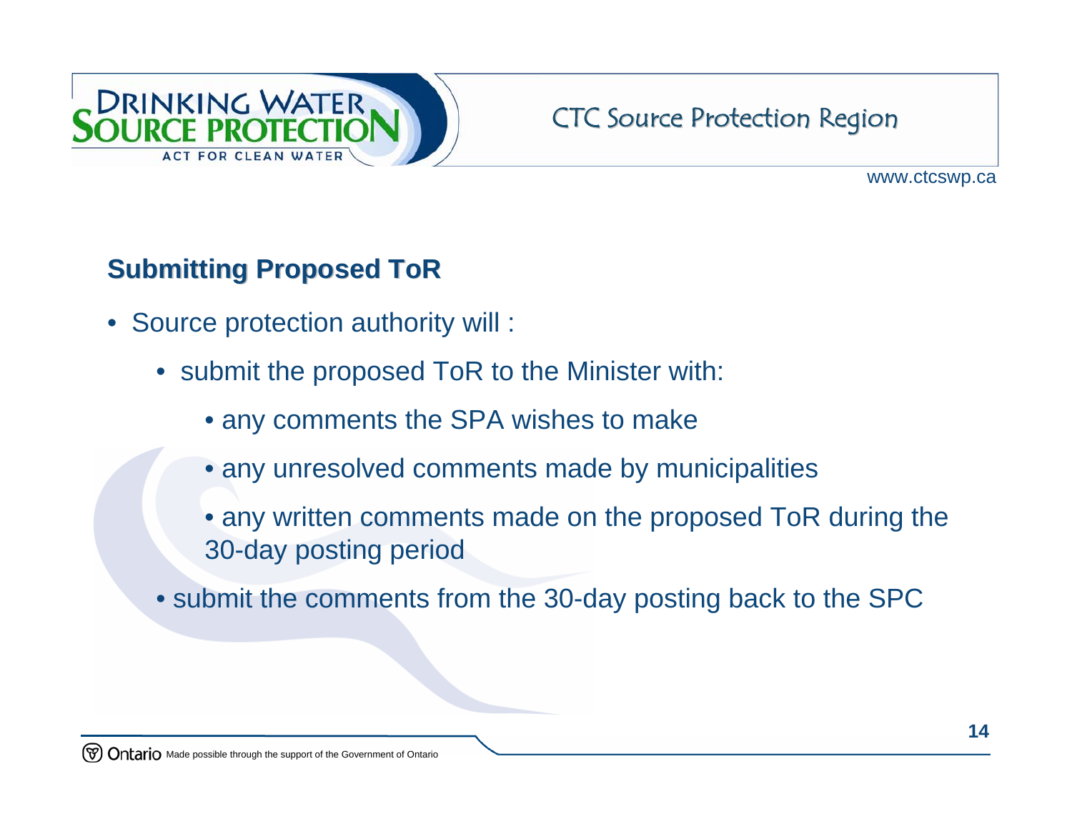## Submitting Proposed ToR

- Source protection authority will :
  - submit the proposed ToR to the Minister with:
    - any comments the SPA wishes to make
    - any unresolved comments made by municipalities
    - any written comments made on the proposed ToR during the 30-day posting period
  - submit the comments from the 30-day posting back to the SPC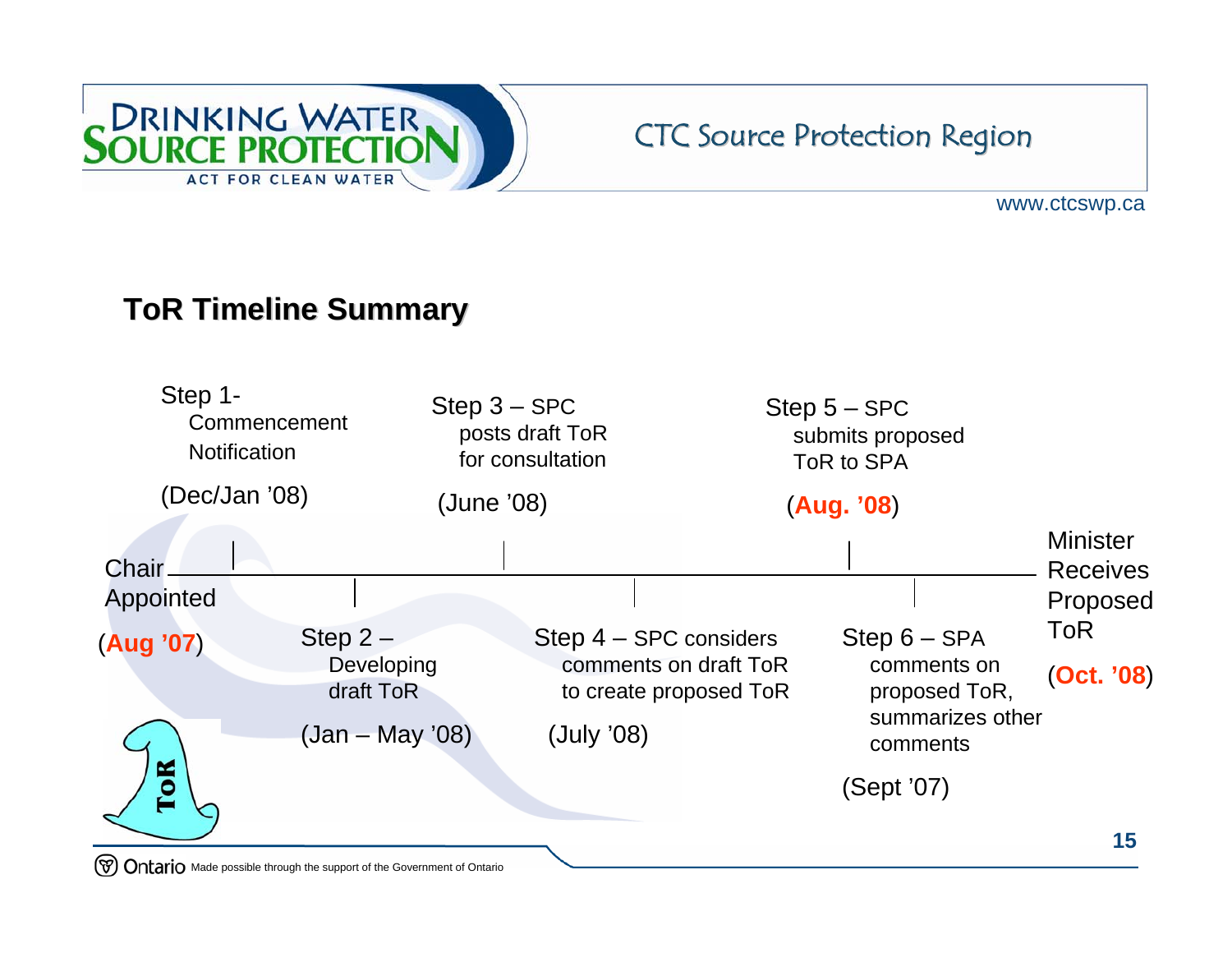## ToR Timeline Summary

**Chair Appointed** (**Aug '07**)

**Step 1** – Commencement Notification (Dec/Jan '08)

**Step 2** – Developing draft ToR (Jan – May '08)

**Step 3** – SPC posts draft ToR for consultation (June '08)

**Step 4** – SPC considers comments on draft ToR to create proposed ToR (July '08)

**Step 5** – SPC submits proposed ToR to SPA (**Aug. '08**)

**Step 6** – SPA comments on proposed ToR, summarizes other comments (Sept '07)

**Minister Receives Proposed ToR** (**Oct. '08**)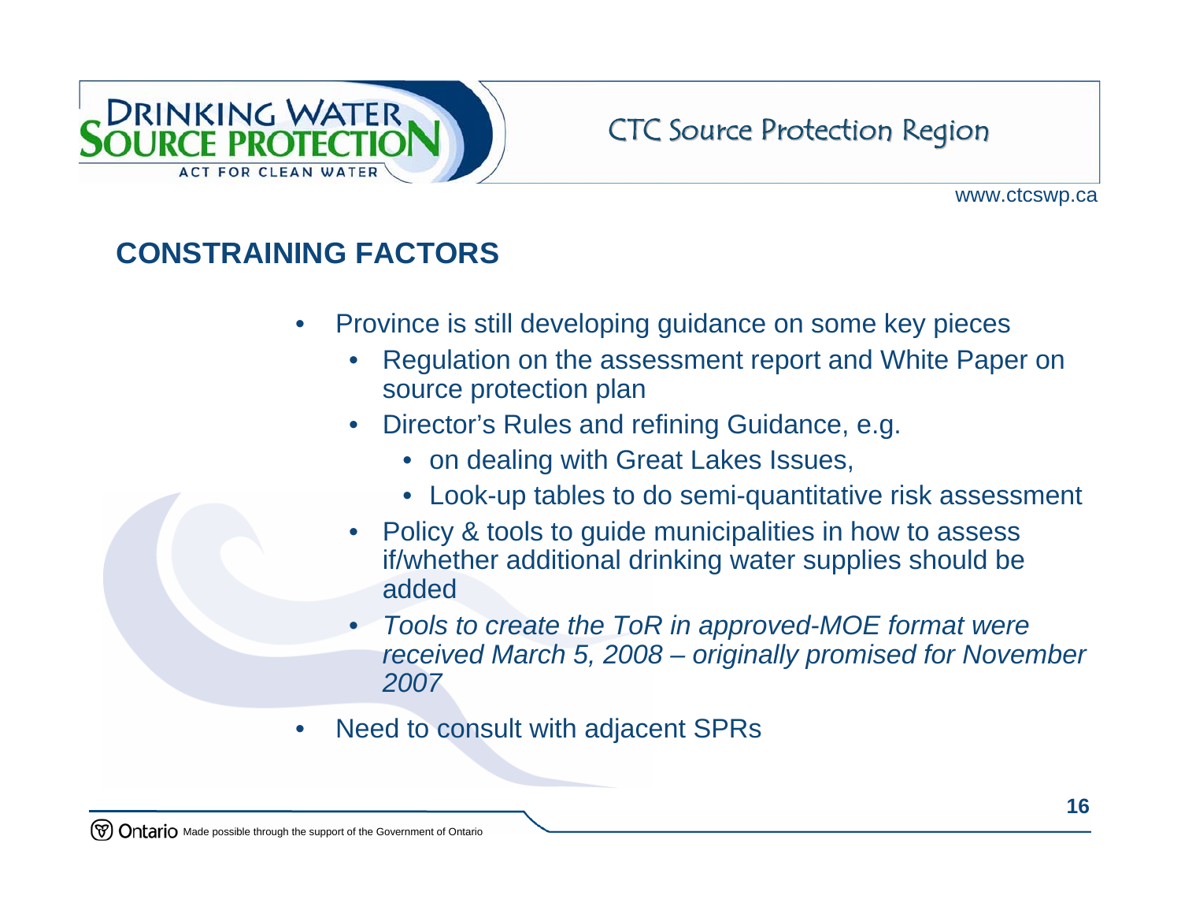## CONSTRAINING FACTORS

- Province is still developing guidance on some key pieces
  - Regulation on the assessment report and White Paper on source protection plan
  - Director's Rules and refining Guidance, e.g.
    - on dealing with Great Lakes Issues,
    - Look-up tables to do semi-quantitative risk assessment
  - Policy & tools to guide municipalities in how to assess if/whether additional drinking water supplies should be added
  - *Tools to create the ToR in approved-MOE format were received March 5, 2008 – originally promised for November 2007*
- Need to consult with adjacent SPRs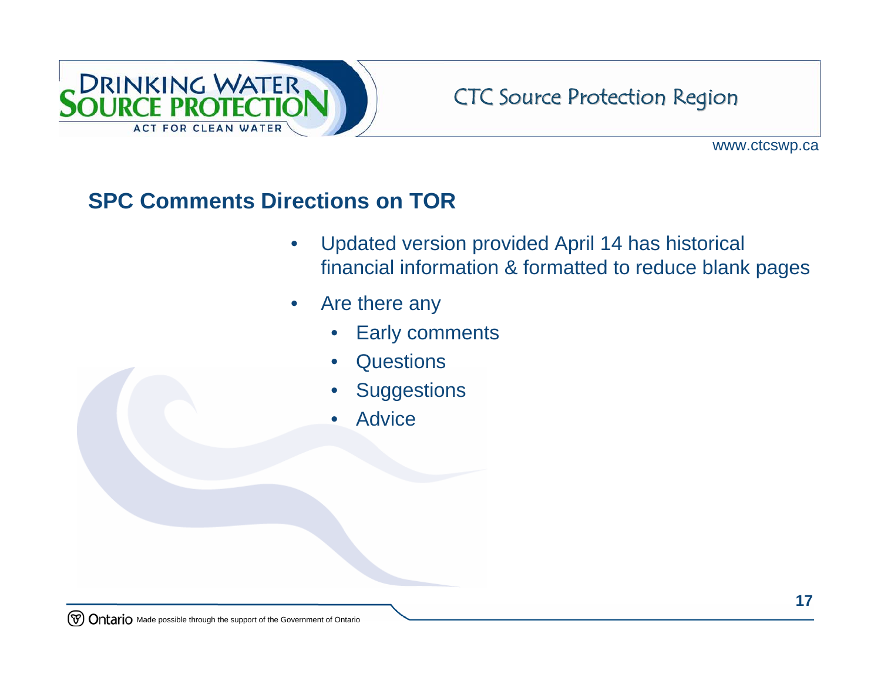## SPC Comments Directions on TOR

- Updated version provided April 14 has historical financial information & formatted to reduce blank pages
- Are there any
  - Early comments
  - Questions
  - Suggestions
  - Advice